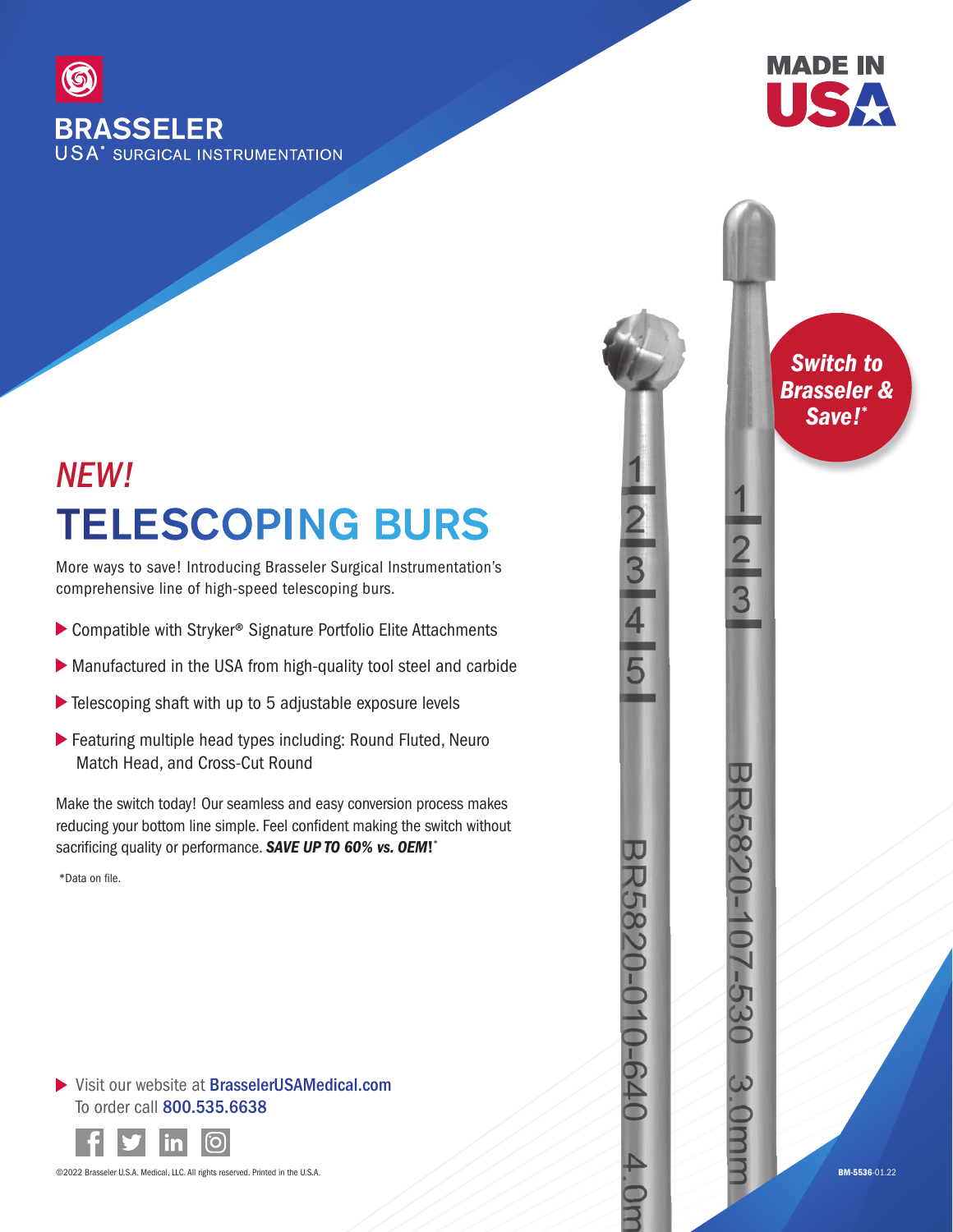**BRASSELER**
USA® SURGICAL INSTRUMENTATION

**MADE IN USA**

*Switch to Brasseler & Save!**

# *NEW!*

# TELESCOPING BURS

More ways to save! Introducing Brasseler Surgical Instrumentation's comprehensive line of high-speed telescoping burs.

- Compatible with Stryker® Signature Portfolio Elite Attachments
- Manufactured in the USA from high-quality tool steel and carbide
- Telescoping shaft with up to 5 adjustable exposure levels
- Featuring multiple head types including: Round Fluted, Neuro Match Head, and Cross-Cut Round

Make the switch today! Our seamless and easy conversion process makes reducing your bottom line simple. Feel confident making the switch without sacrificing quality or performance. ***SAVE UP TO 60% vs. OEM!****

*Data on file.

BR5820-010-640 4.0mm

BR5820-107-530 3.0mm

- Visit our website at BrasselerUSAMedical.com
  To order call 800.535.6638

©2022 Brasseler U.S.A. Medical, LLC. All rights reserved. Printed in the U.S.A.

BM-5536-01.22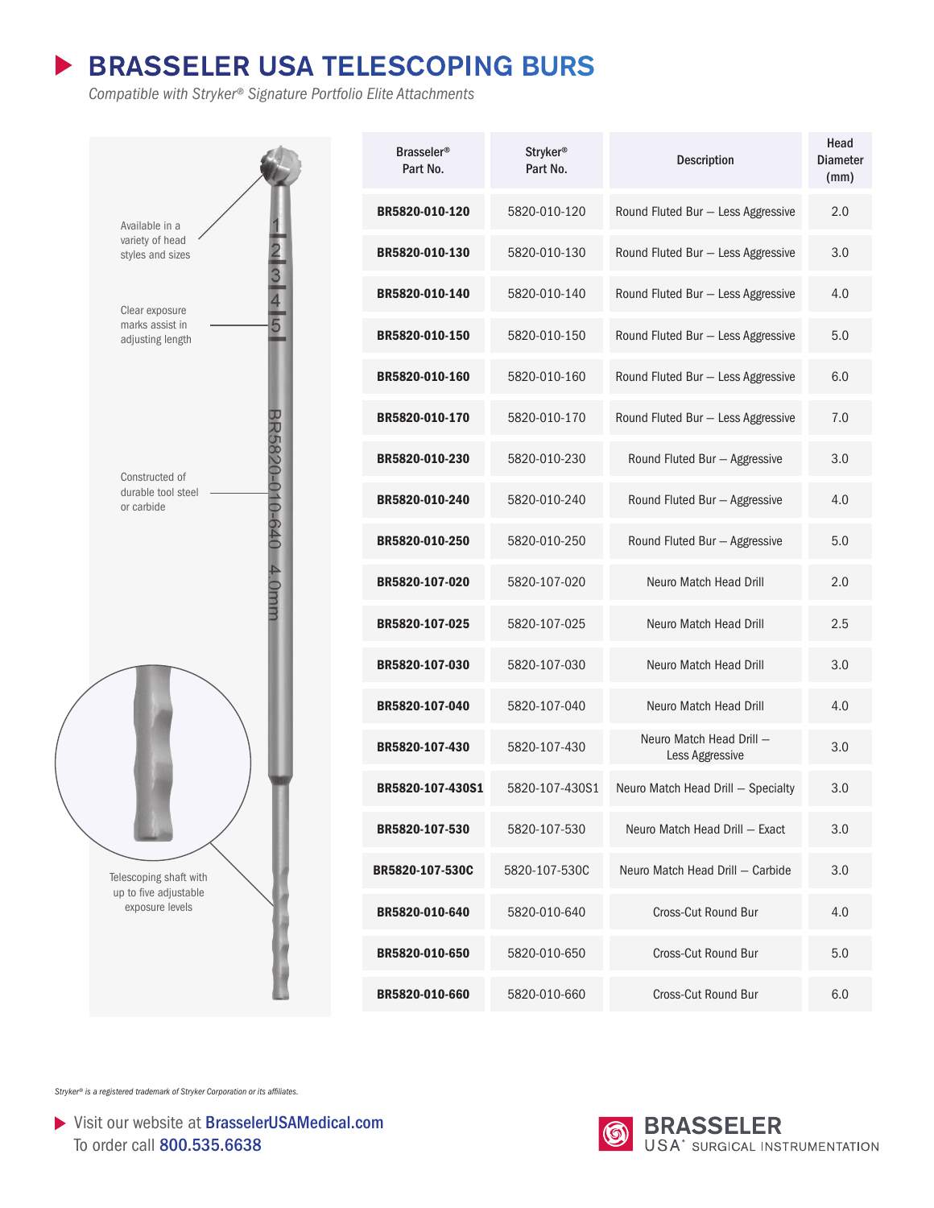# BRASSELER USA TELESCOPING BURS

*Compatible with Stryker® Signature Portfolio Elite Attachments*

Available in a variety of head styles and sizes

Clear exposure marks assist in adjusting length

Constructed of durable tool steel or carbide

Telescoping shaft with up to five adjustable exposure levels

| Brasseler® Part No. | Stryker® Part No. | Description | Head Diameter (mm) |
|---|---|---|---|
| **BR5820-010-120** | 5820-010-120 | Round Fluted Bur – Less Aggressive | 2.0 |
| **BR5820-010-130** | 5820-010-130 | Round Fluted Bur – Less Aggressive | 3.0 |
| **BR5820-010-140** | 5820-010-140 | Round Fluted Bur – Less Aggressive | 4.0 |
| **BR5820-010-150** | 5820-010-150 | Round Fluted Bur – Less Aggressive | 5.0 |
| **BR5820-010-160** | 5820-010-160 | Round Fluted Bur – Less Aggressive | 6.0 |
| **BR5820-010-170** | 5820-010-170 | Round Fluted Bur – Less Aggressive | 7.0 |
| **BR5820-010-230** | 5820-010-230 | Round Fluted Bur – Aggressive | 3.0 |
| **BR5820-010-240** | 5820-010-240 | Round Fluted Bur – Aggressive | 4.0 |
| **BR5820-010-250** | 5820-010-250 | Round Fluted Bur – Aggressive | 5.0 |
| **BR5820-107-020** | 5820-107-020 | Neuro Match Head Drill | 2.0 |
| **BR5820-107-025** | 5820-107-025 | Neuro Match Head Drill | 2.5 |
| **BR5820-107-030** | 5820-107-030 | Neuro Match Head Drill | 3.0 |
| **BR5820-107-040** | 5820-107-040 | Neuro Match Head Drill | 4.0 |
| **BR5820-107-430** | 5820-107-430 | Neuro Match Head Drill – Less Aggressive | 3.0 |
| **BR5820-107-430S1** | 5820-107-430S1 | Neuro Match Head Drill – Specialty | 3.0 |
| **BR5820-107-530** | 5820-107-530 | Neuro Match Head Drill – Exact | 3.0 |
| **BR5820-107-530C** | 5820-107-530C | Neuro Match Head Drill – Carbide | 3.0 |
| **BR5820-010-640** | 5820-010-640 | Cross-Cut Round Bur | 4.0 |
| **BR5820-010-650** | 5820-010-650 | Cross-Cut Round Bur | 5.0 |
| **BR5820-010-660** | 5820-010-660 | Cross-Cut Round Bur | 6.0 |

*Stryker® is a registered trademark of Stryker Corporation or its affiliates.*

Visit our website at **BrasselerUSAMedical.com**
To order call **800.535.6638**

BRASSELER USA® SURGICAL INSTRUMENTATION